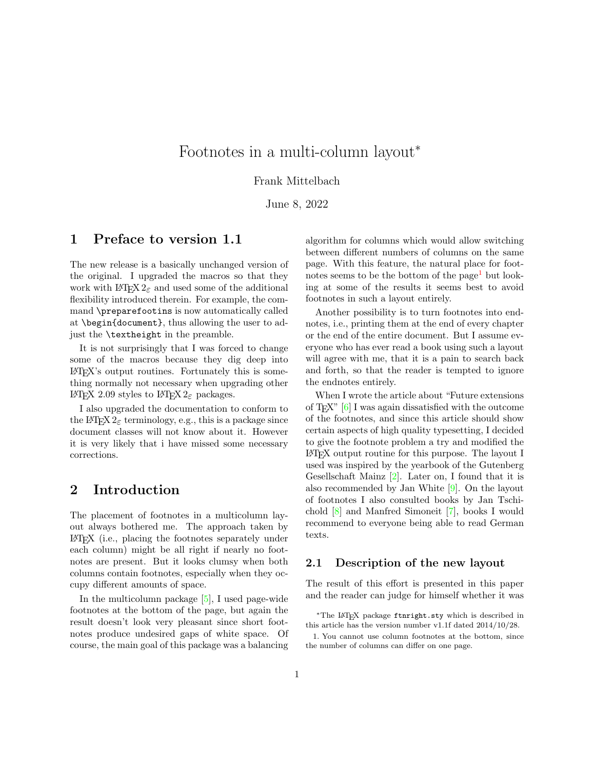# Footnotes in a multi-column layout*

Frank Mittelbach

June 8, 2022

## 1 Preface to version 1.1

The new release is a basically unchanged version of the original. I upgraded the macros so that they work with LaTeX 2ε and used some of the additional flexibility introduced therein. For example, the command `\preparefootins` is now automatically called at `\begin{document}`, thus allowing the user to adjust the `\textheight` in the preamble.

It is not surprisingly that I was forced to change some of the macros because they dig deep into LaTeX's output routines. Fortunately this is something normally not necessary when upgrading other LaTeX 2.09 styles to LaTeX 2ε packages.

I also upgraded the documentation to conform to the LaTeX 2ε terminology, e.g., this is a package since document classes will not know about it. However it is very likely that i have missed some necessary corrections.

## 2 Introduction

The placement of footnotes in a multicolumn layout always bothered me. The approach taken by LaTeX (i.e., placing the footnotes separately under each column) might be all right if nearly no footnotes are present. But it looks clumsy when both columns contain footnotes, especially when they occupy different amounts of space.

In the multicolumn package [5], I used page-wide footnotes at the bottom of the page, but again the result doesn't look very pleasant since short footnotes produce undesired gaps of white space. Of course, the main goal of this package was a balancing algorithm for columns which would allow switching between different numbers of columns on the same page. With this feature, the natural place for footnotes seems to be the bottom of the page[1] but looking at some of the results it seems best to avoid footnotes in such a layout entirely.

Another possibility is to turn footnotes into endnotes, i.e., printing them at the end of every chapter or the end of the entire document. But I assume everyone who has ever read a book using such a layout will agree with me, that it is a pain to search back and forth, so that the reader is tempted to ignore the endnotes entirely.

When I wrote the article about "Future extensions of TeX" [6] I was again dissatisfied with the outcome of the footnotes, and since this article should show certain aspects of high quality typesetting, I decided to give the footnote problem a try and modified the LaTeX output routine for this purpose. The layout I used was inspired by the yearbook of the Gutenberg Gesellschaft Mainz [2]. Later on, I found that it is also recommended by Jan White [9]. On the layout of footnotes I also consulted books by Jan Tschichold [8] and Manfred Simoneit [7], books I would recommend to everyone being able to read German texts.

### 2.1 Description of the new layout

The result of this effort is presented in this paper and the reader can judge for himself whether it was

*The LaTeX package `ftnright.sty` which is described in this article has the version number v1.1f dated 2014/10/28.

1. You cannot use column footnotes at the bottom, since the number of columns can differ on one page.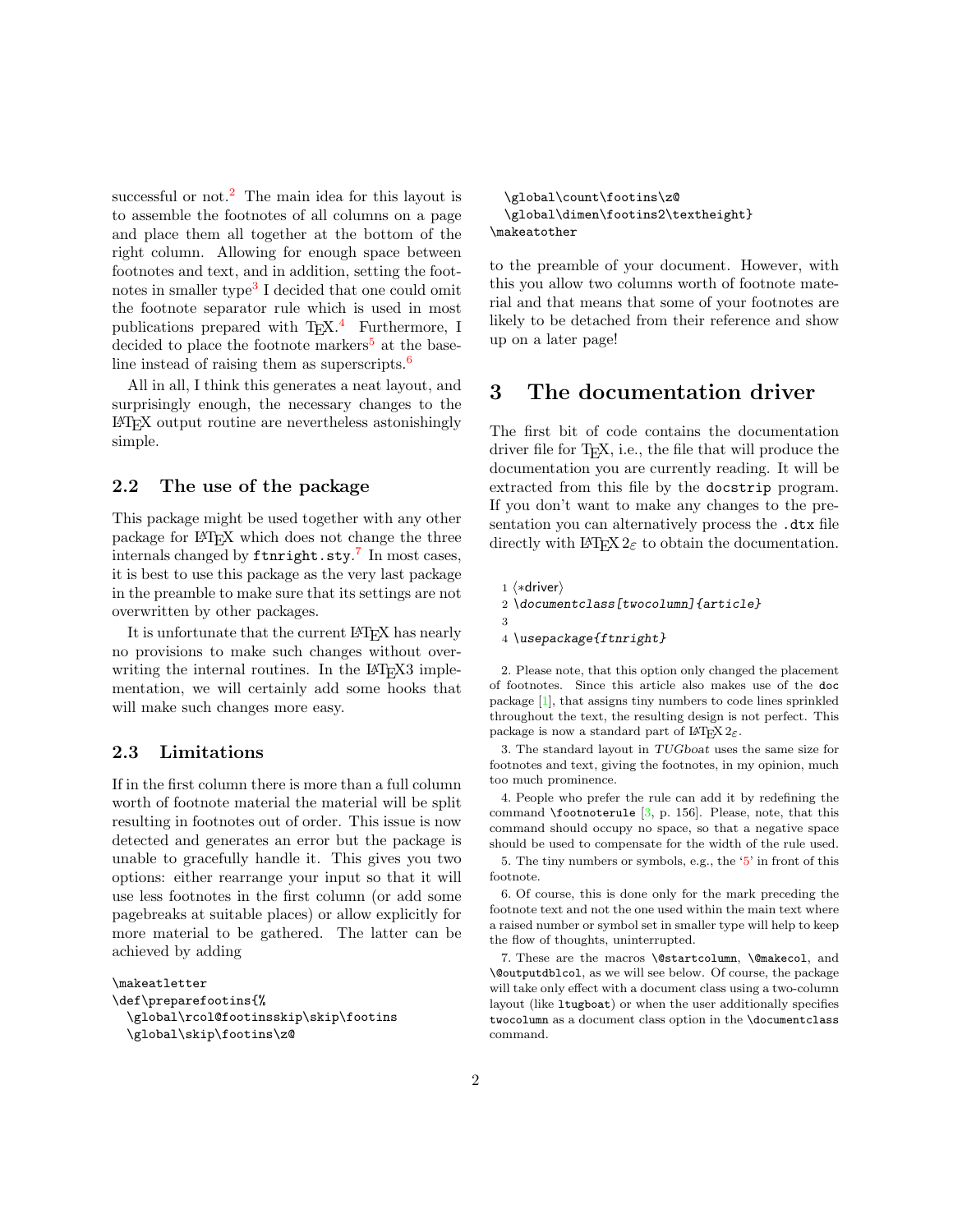successful or not.[2] The main idea for this layout is to assemble the footnotes of all columns on a page and place them all together at the bottom of the right column. Allowing for enough space between footnotes and text, and in addition, setting the footnotes in smaller type[3] I decided that one could omit the footnote separator rule which is used in most publications prepared with TeX.[4] Furthermore, I decided to place the footnote markers[5] at the baseline instead of raising them as superscripts.[6]

All in all, I think this generates a neat layout, and surprisingly enough, the necessary changes to the LaTeX output routine are nevertheless astonishingly simple.

### 2.2 The use of the package

This package might be used together with any other package for LaTeX which does not change the three internals changed by `ftnright.sty`.[7] In most cases, it is best to use this package as the very last package in the preamble to make sure that its settings are not overwritten by other packages.

It is unfortunate that the current LaTeX has nearly no provisions to make such changes without overwriting the internal routines. In the LaTeX3 implementation, we will certainly add some hooks that will make such changes more easy.

### 2.3 Limitations

If in the first column there is more than a full column worth of footnote material the material will be split resulting in footnotes out of order. This issue is now detected and generates an error but the package is unable to gracefully handle it. This gives you two options: either rearrange your input so that it will use less footnotes in the first column (or add some pagebreaks at suitable places) or allow explicitly for more material to be gathered. The latter can be achieved by adding

```
\makeatletter
\def\preparefootins{%
  \global\rcol@footinsskip\skip\footins
  \global\skip\footins\z@
  \global\count\footins\z@
  \global\dimen\footins2\textheight}
\makeatother
```

to the preamble of your document. However, with this you allow two columns worth of footnote material and that means that some of your footnotes are likely to be detached from their reference and show up on a later page!

## 3 The documentation driver

The first bit of code contains the documentation driver file for TeX, i.e., the file that will produce the documentation you are currently reading. It will be extracted from this file by the `docstrip` program. If you don't want to make any changes to the presentation you can alternatively process the `.dtx` file directly with LaTeX 2ε to obtain the documentation.

```
1 ⟨*driver⟩
2 \documentclass[twocolumn]{article}
3
4 \usepackage{ftnright}
```

2. Please note, that this option only changed the placement of footnotes. Since this article also makes use of the `doc` package [1], that assigns tiny numbers to code lines sprinkled throughout the text, the resulting design is not perfect. This package is now a standard part of LaTeX 2ε.

3. The standard layout in *TUGboat* uses the same size for footnotes and text, giving the footnotes, in my opinion, much too much prominence.

4. People who prefer the rule can add it by redefining the command `\footnoterule` [3, p. 156]. Please, note, that this command should occupy no space, so that a negative space should be used to compensate for the width of the rule used.

5. The tiny numbers or symbols, e.g., the '5' in front of this footnote.

6. Of course, this is done only for the mark preceding the footnote text and not the one used within the main text where a raised number or symbol set in smaller type will help to keep the flow of thoughts, uninterrupted.

7. These are the macros `\@startcolumn`, `\@makecol`, and `\@outputdblcol`, as we will see below. Of course, the package will take only effect with a document class using a two-column layout (like `ltugboat`) or when the user additionally specifies `twocolumn` as a document class option in the `\documentclass` command.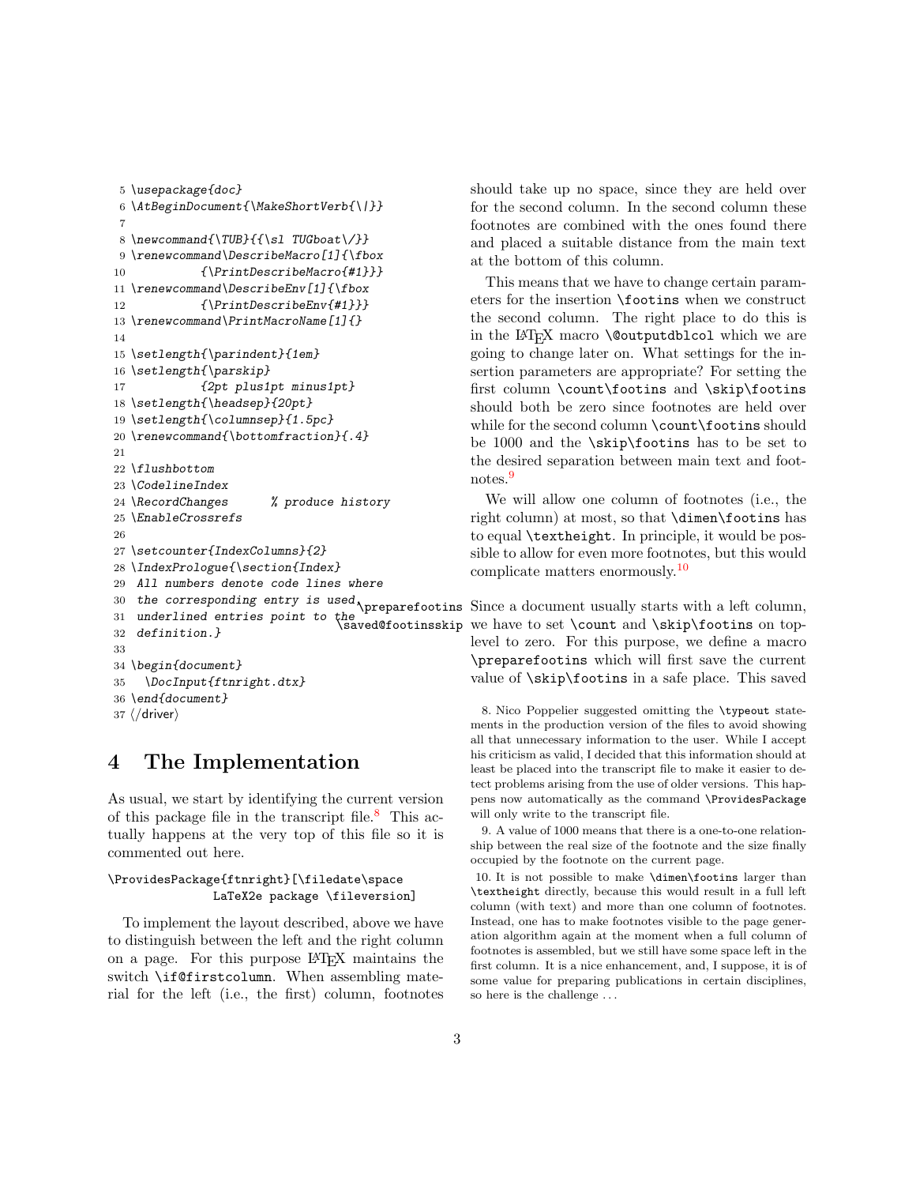```
5 \usepackage{doc}
6 \AtBeginDocument{\MakeShortVerb{\|}}
7
8 \newcommand{\TUB}{{\sl TUGboat\/}}
9 \renewcommand\DescribeMacro[1]{\fbox
10           {\PrintDescribeMacro{#1}}}
11 \renewcommand\DescribeEnv[1]{\fbox
12           {\PrintDescribeEnv{#1}}}
13 \renewcommand\PrintMacroName[1]{}
14
15 \setlength{\parindent}{1em}
16 \setlength{\parskip}
17           {2pt plus1pt minus1pt}
18 \setlength{\headsep}{20pt}
19 \setlength{\columnsep}{1.5pc}
20 \renewcommand{\bottomfraction}{.4}
21
22 \flushbottom
23 \CodelineIndex
24 \RecordChanges      % produce history
25 \EnableCrossrefs
26
27 \setcounter{IndexColumns}{2}
28 \IndexPrologue{\section{Index}
29  All numbers denote code lines where
30  the corresponding entry is used,
31  underlined entries point to the
32  definition.}
33
34 \begin{document}
35   \DocInput{ftnright.dtx}
36 \end{document}
37 </driver>
```

## 4 The Implementation

As usual, we start by identifying the current version of this package file in the transcript file.[8] This actually happens at the very top of this file so it is commented out here.

```
\ProvidesPackage{ftnright}[\filedate\space
                LaTeX2e package \fileversion]
```

To implement the layout described, above we have to distinguish between the left and the right column on a page. For this purpose LaTeX maintains the switch `\if@firstcolumn`. When assembling material for the left (i.e., the first) column, footnotes should take up no space, since they are held over for the second column. In the second column these footnotes are combined with the ones found there and placed a suitable distance from the main text at the bottom of this column.

This means that we have to change certain parameters for the insertion `\footins` when we construct the second column. The right place to do this is in the LaTeX macro `\@outputdblcol` which we are going to change later on. What settings for the insertion parameters are appropriate? For setting the first column `\count\footins` and `\skip\footins` should both be zero since footnotes are held over while for the second column `\count\footins` should be 1000 and the `\skip\footins` has to be set to the desired separation between main text and footnotes.[9]

We will allow one column of footnotes (i.e., the right column) at most, so that `\dimen\footins` has to equal `\textheight`. In principle, it would be possible to allow for even more footnotes, but this would complicate matters enormously.[10]

`\preparefootins` `\saved@footinsskip` Since a document usually starts with a left column, we have to set `\count` and `\skip\footins` on top-level to zero. For this purpose, we define a macro `\preparefootins` which will first save the current value of `\skip\footins` in a safe place. This saved

8. Nico Poppelier suggested omitting the `\typeout` statements in the production version of the files to avoid showing all that unnecessary information to the user. While I accept his criticism as valid, I decided that this information should at least be placed into the transcript file to make it easier to detect problems arising from the use of older versions. This happens now automatically as the command `\ProvidesPackage` will only write to the transcript file.

9. A value of 1000 means that there is a one-to-one relationship between the real size of the footnote and the size finally occupied by the footnote on the current page.

10. It is not possible to make `\dimen\footins` larger than `\textheight` directly, because this would result in a full left column (with text) and more than one column of footnotes. Instead, one has to make footnotes visible to the page generation algorithm again at the moment when a full column of footnotes is assembled, but we still have some space left in the first column. It is a nice enhancement, and, I suppose, it is of some value for preparing publications in certain disciplines, so here is the challenge ...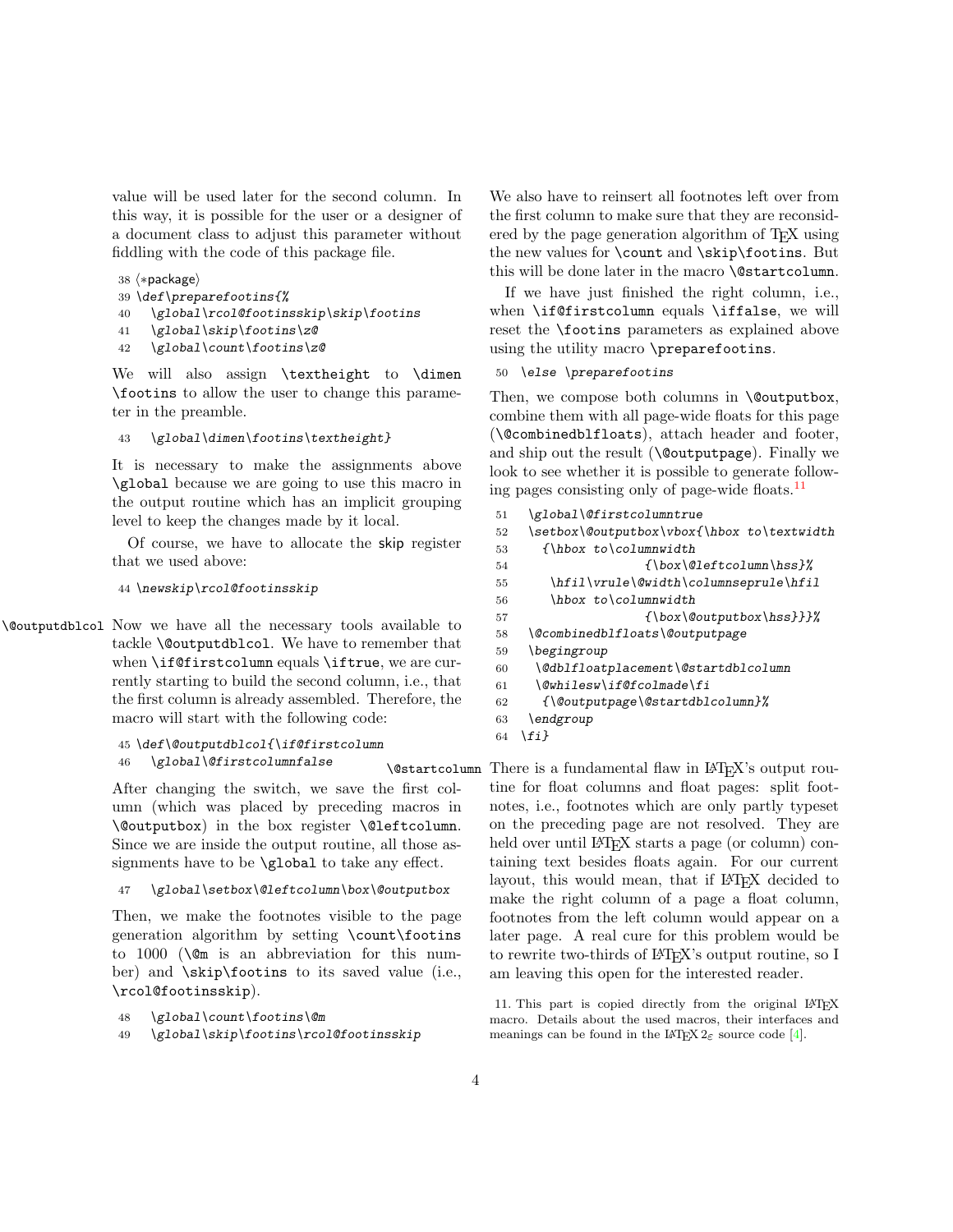value will be used later for the second column. In this way, it is possible for the user or a designer of a document class to adjust this parameter without fiddling with the code of this package file.

```
38 ⟨*package⟩
39 \def\preparefootins{%
40   \global\rcol@footinsskip\skip\footins
41   \global\skip\footins\z@
42   \global\count\footins\z@
```

We will also assign `\textheight` to `\dimen\footins` to allow the user to change this parameter in the preamble.

```
43   \global\dimen\footins\textheight}
```

It is necessary to make the assignments above `\global` because we are going to use this macro in the output routine which has an implicit grouping level to keep the changes made by it local.

Of course, we have to allocate the skip register that we used above:

```
44 \newskip\rcol@footinsskip
```

`\@outputdblcol` Now we have all the necessary tools available to tackle `\@outputdblcol`. We have to remember that when `\if@firstcolumn` equals `\iftrue`, we are currently starting to build the second column, i.e., that the first column is already assembled. Therefore, the macro will start with the following code:

```
45 \def\@outputdblcol{\if@firstcolumn
46   \global\@firstcolumnfalse
```

After changing the switch, we save the first column (which was placed by preceding macros in `\@outputbox`) in the box register `\@leftcolumn`. Since we are inside the output routine, all those assignments have to be `\global` to take any effect.

```
47   \global\setbox\@leftcolumn\box\@outputbox
```

Then, we make the footnotes visible to the page generation algorithm by setting `\count\footins` to 1000 (`\@m` is an abbreviation for this number) and `\skip\footins` to its saved value (i.e., `\rcol@footinsskip`).

```
48   \global\count\footins\@m
49   \global\skip\footins\rcol@footinsskip
```

We also have to reinsert all footnotes left over from the first column to make sure that they are reconsidered by the page generation algorithm of TeX using the new values for `\count` and `\skip\footins`. But this will be done later in the macro `\@startcolumn`.

If we have just finished the right column, i.e., when `\if@firstcolumn` equals `\iffalse`, we will reset the `\footins` parameters as explained above using the utility macro `\preparefootins`.

```
50 \else \preparefootins
```

Then, we compose both columns in `\@outputbox`, combine them with all page-wide floats for this page (`\@combinedblfloats`), attach header and footer, and ship out the result (`\@outputpage`). Finally we look to see whether it is possible to generate following pages consisting only of page-wide floats.[11]

```
51   \global\@firstcolumntrue
52   \setbox\@outputbox\vbox{\hbox to\textwidth
53     {\hbox to\columnwidth
54                 {\box\@leftcolumn\hss}%
55      \hfil\vrule\@width\columnseprule\hfil
56      \hbox to\columnwidth
57                 {\box\@outputbox\hss}}}%
58   \@combinedblfloats\@outputpage
59   \begingroup
60    \@dblfloatplacement\@startdblcolumn
61    \@whilesw\if@fcolmade\fi
62     {\@outputpage\@startdblcolumn}%
63   \endgroup
64 \fi}
```

`\@startcolumn` There is a fundamental flaw in LaTeX's output routine for float columns and float pages: split footnotes, i.e., footnotes which are only partly typeset on the preceding page are not resolved. They are held over until LaTeX starts a page (or column) containing text besides floats again. For our current layout, this would mean, that if LaTeX decided to make the right column of a page a float column, footnotes from the left column would appear on a later page. A real cure for this problem would be to rewrite two-thirds of LaTeX's output routine, so I am leaving this open for the interested reader.

11. This part is copied directly from the original LaTeX macro. Details about the used macros, their interfaces and meanings can be found in the LaTeX $2_\varepsilon$ source code [4].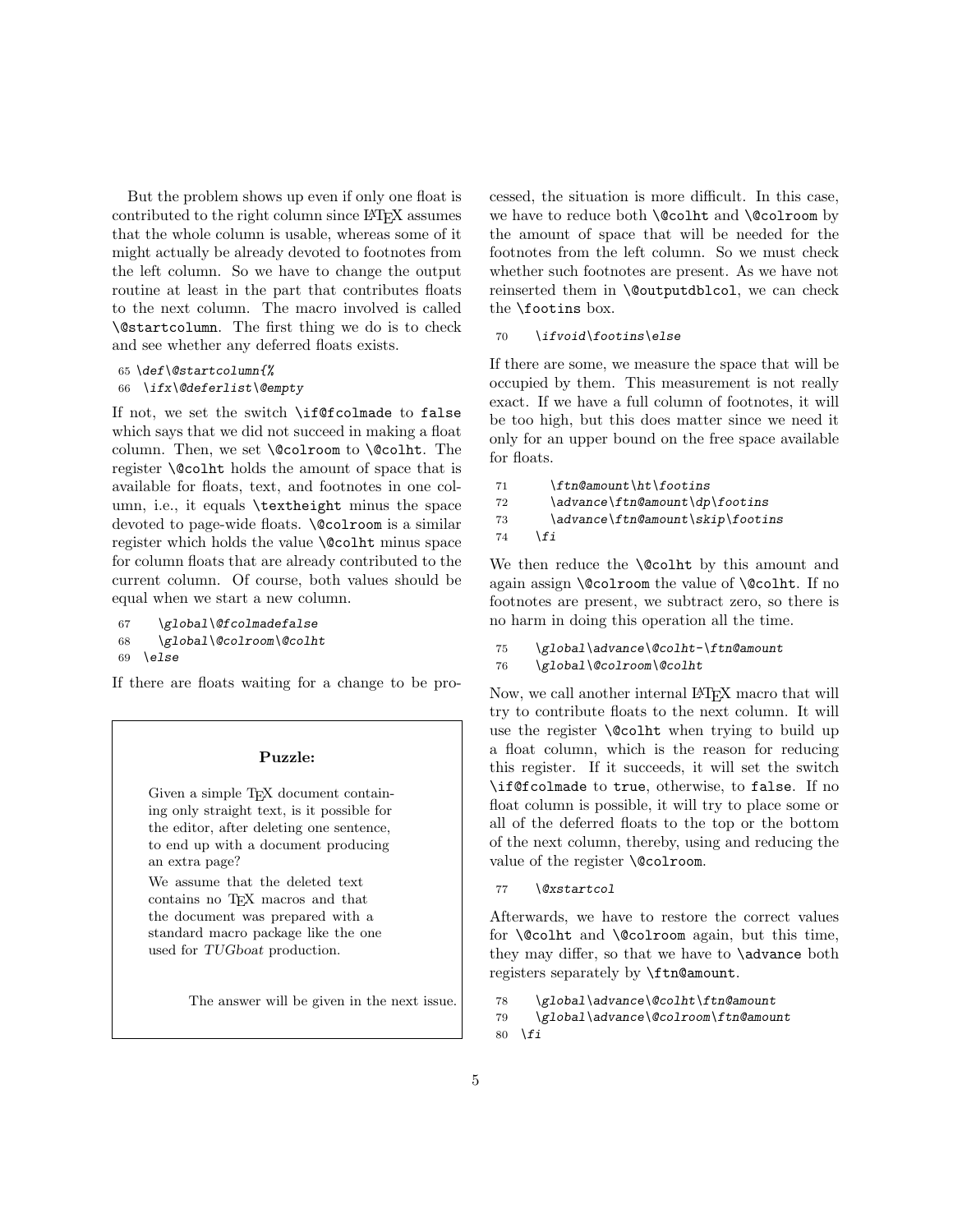But the problem shows up even if only one float is contributed to the right column since LaTeX assumes that the whole column is usable, whereas some of it might actually be already devoted to footnotes from the left column. So we have to change the output routine at least in the part that contributes floats to the next column. The macro involved is called `\@startcolumn`. The first thing we do is to check and see whether any deferred floats exists.

```
65 \def\@startcolumn{%
66 \ifx\@deferlist\@empty
```

If not, we set the switch `\if@fcolmade` to `false` which says that we did not succeed in making a float column. Then, we set `\@colroom` to `\@colht`. The register `\@colht` holds the amount of space that is available for floats, text, and footnotes in one column, i.e., it equals `\textheight` minus the space devoted to page-wide floats. `\@colroom` is a similar register which holds the value `\@colht` minus space for column floats that are already contributed to the current column. Of course, both values should be equal when we start a new column.

```
67     \global\@fcolmadefalse
68     \global\@colroom\@colht
69  \else
```

If there are floats waiting for a change to be processed, the situation is more difficult. In this case, we have to reduce both `\@colht` and `\@colroom` by the amount of space that will be needed for the footnotes from the left column. So we must check whether such footnotes are present. As we have not reinserted them in `\@outputdblcol`, we can check the `\footins` box.

```
70     \ifvoid\footins\else
```

If there are some, we measure the space that will be occupied by them. This measurement is not really exact. If we have a full column of footnotes, it will be too high, but this does matter since we need it only for an upper bound on the free space available for floats.

```
71       \ftn@amount\ht\footins
72       \advance\ftn@amount\dp\footins
73       \advance\ftn@amount\skip\footins
74     \fi
```

We then reduce the `\@colht` by this amount and again assign `\@colroom` the value of `\@colht`. If no footnotes are present, we subtract zero, so there is no harm in doing this operation all the time.

```
75     \global\advance\@colht-\ftn@amount
76     \global\@colroom\@colht
```

Now, we call another internal LaTeX macro that will try to contribute floats to the next column. It will use the register `\@colht` when trying to build up a float column, which is the reason for reducing this register. If it succeeds, it will set the switch `\if@fcolmade` to `true`, otherwise, to `false`. If no float column is possible, it will try to place some or all of the deferred floats to the top or the bottom of the next column, thereby, using and reducing the value of the register `\@colroom`.

```
77     \@xstartcol
```

Afterwards, we have to restore the correct values for `\@colht` and `\@colroom` again, but this time, they may differ, so that we have to `\advance` both registers separately by `\ftn@amount`.

```
78     \global\advance\@colht\ftn@amount
79     \global\advance\@colroom\ftn@amount
80  \fi
```

---

**Puzzle:**

Given a simple TeX document containing only straight text, is it possible for the editor, after deleting one sentence, to end up with a document producing an extra page?

We assume that the deleted text contains no TeX macros and that the document was prepared with a standard macro package like the one used for *TUGboat* production.

The answer will be given in the next issue.

---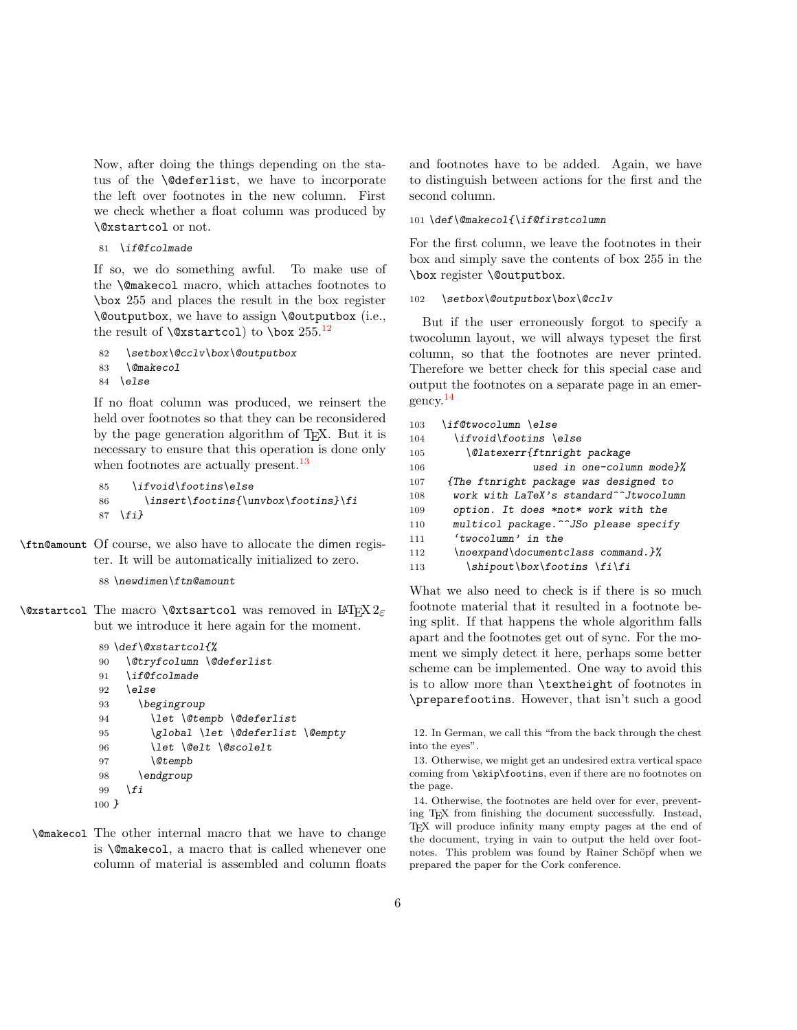Now, after doing the things depending on the status of the `\@deferlist`, we have to incorporate the left over footnotes in the new column. First we check whether a float column was produced by `\@xstartcol` or not.

```
81  \if@fcolmade
```

If so, we do something awful. To make use of the `\@makecol` macro, which attaches footnotes to `\box` 255 and places the result in the box register `\@outputbox`, we have to assign `\@outputbox` (i.e., the result of `\@xstartcol`) to `\box` 255.[12]

```
82  \setbox\@cclv\box\@outputbox
83  \@makecol
84  \else
```

If no float column was produced, we reinsert the held over footnotes so that they can be reconsidered by the page generation algorithm of TEX. But it is necessary to ensure that this operation is done only when footnotes are actually present.[13]

```
85    \ifvoid\footins\else
86      \insert\footins{\unvbox\footins}\fi
87  \fi}
```

`\ftn@amount` Of course, we also have to allocate the dimen register. It will be automatically initialized to zero.

```
88 \newdimen\ftn@amount
```

`\@xstartcol` The macro `\@xtsartcol` was removed in LATEX 2ε but we introduce it here again for the moment.

```
89 \def\@xstartcol{%
90   \@tryfcolumn \@deferlist
91   \if@fcolmade
92   \else
93     \begingroup
94       \let \@tempb \@deferlist
95       \global \let \@deferlist \@empty
96       \let \@elt \@scolelt
97       \@tempb
98     \endgroup
99   \fi
100 }
```

`\@makecol` The other internal macro that we have to change is `\@makecol`, a macro that is called whenever one column of material is assembled and column floats and footnotes have to be added. Again, we have to distinguish between actions for the first and the second column.

```
101 \def\@makecol{\if@firstcolumn
```

For the first column, we leave the footnotes in their box and simply save the contents of box 255 in the `\box` register `\@outputbox`.

```
102   \setbox\@outputbox\box\@cclv
```

But if the user erroneously forgot to specify a twocolumn layout, we will always typeset the first column, so that the footnotes are never printed. Therefore we better check for this special case and output the footnotes on a separate page in an emergency.[14]

```
103   \if@twocolumn \else
104     \ifvoid\footins \else
105       \@latexerr{ftnright package
106                  used in one-column mode}%
107   {The ftnright package was designed to
108    work with LaTeX's standard^^Jtwocolumn
109    option. It does *not* work with the
110    multicol package.^^JSo please specify
111    'twocolumn' in the
112    \noexpand\documentclass command.}%
113       \shipout\box\footins \fi\fi
```

What we also need to check is if there is so much footnote material that it resulted in a footnote being split. If that happens the whole algorithm falls apart and the footnotes get out of sync. For the moment we simply detect it here, perhaps some better scheme can be implemented. One way to avoid this is to allow more than `\textheight` of footnotes in `\preparefootins`. However, that isn't such a good

12. In German, we call this "from the back through the chest into the eyes".

13. Otherwise, we might get an undesired extra vertical space coming from `\skip\footins`, even if there are no footnotes on the page.

14. Otherwise, the footnotes are held over for ever, preventing TEX from finishing the document successfully. Instead, TEX will produce infinity many empty pages at the end of the document, trying in vain to output the held over footnotes. This problem was found by Rainer Schöpf when we prepared the paper for the Cork conference.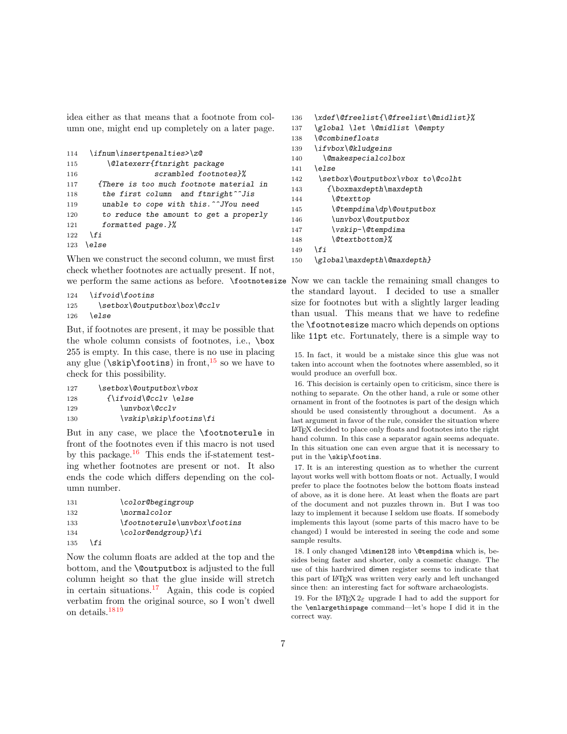idea either as that means that a footnote from column one, might end up completely on a later page.

```
114   \ifnum\insertpenalties>\z@
115       \@latexerr{ftnright package
116                  scrambled footnotes}%
117     {There is too much footnote material in
118      the first column  and ftnright^^Jis
119      unable to cope with this.^^JYou need
120      to reduce the amount to get a properly
121      formatted page.}%
122   \fi
123  \else
```

When we construct the second column, we must first check whether footnotes are actually present. If not, we perform the same actions as before. \footnotesize

```
124   \ifvoid\footins
125     \setbox\@outputbox\box\@cclv
126   \else
```

But, if footnotes are present, it may be possible that the whole column consists of footnotes, i.e., \box 255 is empty. In this case, there is no use in placing any glue (\skip\footins) in front,[15] so we have to check for this possibility.

```
127     \setbox\@outputbox\vbox
128       {\ifvoid\@cclv \else
129          \unvbox\@cclv
130          \vskip\skip\footins\fi
```

But in any case, we place the \footnoterule in front of the footnotes even if this macro is not used by this package.[16] This ends the if-statement testing whether footnotes are present or not. It also ends the code which differs depending on the column number.

```
131          \color@begingroup
132          \normalcolor
133          \footnoterule\unvbox\footins
134          \color@endgroup}\fi
135   \fi
```

Now the column floats are added at the top and the bottom, and the \@outputbox is adjusted to the full column height so that the glue inside will stretch in certain situations.[17] Again, this code is copied verbatim from the original source, so I won't dwell on details.[18][19]

```
136   \xdef\@freelist{\@freelist\@midlist}%
137   \global \let \@midlist \@empty
138   \@combinefloats
139   \ifvbox\@kludgeins
140     \@makespecialcolbox
141   \else
142    \setbox\@outputbox\vbox to\@colht
143      {\boxmaxdepth\maxdepth
144       \@texttop
145       \@tempdima\dp\@outputbox
146       \unvbox\@outputbox
147       \vskip-\@tempdima
148       \@textbottom}%
149   \fi
150   \global\maxdepth\@maxdepth}
```

Now we can tackle the remaining small changes to the standard layout. I decided to use a smaller size for footnotes but with a slightly larger leading than usual. This means that we have to redefine the \footnotesize macro which depends on options like 11pt etc. Fortunately, there is a simple way to

15. In fact, it would be a mistake since this glue was not taken into account when the footnotes where assembled, so it would produce an overfull box.

16. This decision is certainly open to criticism, since there is nothing to separate. On the other hand, a rule or some other ornament in front of the footnotes is part of the design which should be used consistently throughout a document. As a last argument in favor of the rule, consider the situation where LaTeX decided to place only floats and footnotes into the right hand column. In this case a separator again seems adequate. In this situation one can even argue that it is necessary to put in the \skip\footins.

17. It is an interesting question as to whether the current layout works well with bottom floats or not. Actually, I would prefer to place the footnotes below the bottom floats instead of above, as it is done here. At least when the floats are part of the document and not puzzles thrown in. But I was too lazy to implement it because I seldom use floats. If somebody implements this layout (some parts of this macro have to be changed) I would be interested in seeing the code and some sample results.

18. I only changed \dimen128 into \@tempdima which is, besides being faster and shorter, only a cosmetic change. The use of this hardwired dimen register seems to indicate that this part of LaTeX was written very early and left unchanged since then: an interesting fact for software archaeologists.

19. For the LaTeX 2ε upgrade I had to add the support for the \enlargethispage command—let's hope I did it in the correct way.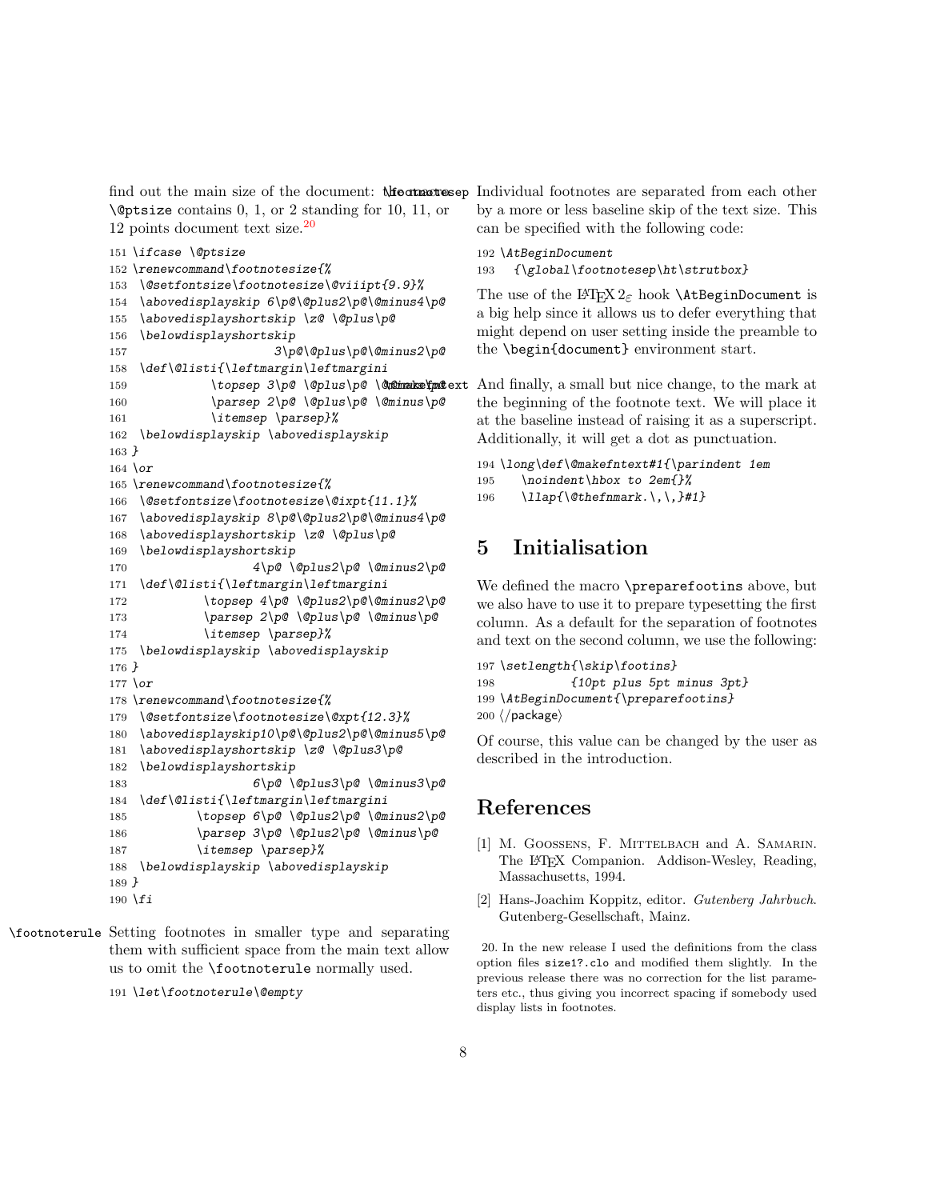find out the main size of the document: `\@ptsize` contains 0, 1, or 2 standing for 10, 11, or 12 points document text size.[20]

```
151 \ifcase \@ptsize
152 \renewcommand\footnotesize{%
153  \@setfontsize\footnotesize\@viiipt{9.9}%
154  \abovedisplayskip 6\p@\@plus2\p@\@minus4\p@
155  \abovedisplayshortskip \z@ \@plus\p@
156  \belowdisplayshortskip
157                       3\p@\@plus\p@\@minus2\p@
158  \def\@listi{\leftmargin\leftmargini
159             \topsep 3\p@ \@plus\p@ \@minus\p@
160             \parsep 2\p@ \@plus\p@ \@minus\p@
161             \itemsep \parsep}%
162  \belowdisplayskip \abovedisplayskip
163 }
164 \or
165 \renewcommand\footnotesize{%
166  \@setfontsize\footnotesize\@ixpt{11.1}%
167  \abovedisplayskip 8\p@\@plus2\p@\@minus4\p@
168  \abovedisplayshortskip \z@ \@plus\p@
169  \belowdisplayshortskip
170                  4\p@ \@plus2\p@ \@minus2\p@
171  \def\@listi{\leftmargin\leftmargini
172            \topsep 4\p@ \@plus2\p@\@minus2\p@
173            \parsep 2\p@ \@plus\p@ \@minus\p@
174            \itemsep \parsep}%
175  \belowdisplayskip \abovedisplayskip
176 }
177 \or
178 \renewcommand\footnotesize{%
179  \@setfontsize\footnotesize\@xpt{12.3}%
180  \abovedisplayskip10\p@\@plus2\p@\@minus5\p@
181  \abovedisplayshortskip \z@ \@plus3\p@
182  \belowdisplayshortskip
183                  6\p@ \@plus3\p@ \@minus3\p@
184  \def\@listi{\leftmargin\leftmargini
185           \topsep 6\p@ \@plus2\p@ \@minus2\p@
186           \parsep 3\p@ \@plus2\p@ \@minus\p@
187           \itemsep \parsep}%
188  \belowdisplayskip \abovedisplayskip
189 }
190 \fi
```

`\footnoterule` Setting footnotes in smaller type and separating them with sufficient space from the main text allow us to omit the `\footnoterule` normally used.

```
191 \let\footnoterule\@empty
```

`\footnotesep` Individual footnotes are separated from each other by a more or less baseline skip of the text size. This can be specified with the following code:

```
192 \AtBeginDocument
193   {\global\footnotesep\ht\strutbox}
```

The use of the LaTeX 2ε hook `\AtBeginDocument` is a big help since it allows us to defer everything that might depend on user setting inside the preamble to the `\begin{document}` environment start.

`\@makefntext` And finally, a small but nice change, to the mark at the beginning of the footnote text. We will place it at the baseline instead of raising it as a superscript. Additionally, it will get a dot as punctuation.

```
194 \long\def\@makefntext#1{\parindent 1em
195     \noindent\hbox to 2em{}%
196     \llap{\@thefnmark.\,\,}#1}
```

## 5 Initialisation

We defined the macro `\preparefootins` above, but we also have to use it to prepare typesetting the first column. As a default for the separation of footnotes and text on the second column, we use the following:

```
197 \setlength{\skip\footins}
198           {10pt plus 5pt minus 3pt}
199 \AtBeginDocument{\preparefootins}
200 </package>
```

Of course, this value can be changed by the user as described in the introduction.

## References

[1] M. Goossens, F. Mittelbach and A. Samarin. The LaTeX Companion. Addison-Wesley, Reading, Massachusetts, 1994.

[2] Hans-Joachim Koppitz, editor. *Gutenberg Jahrbuch*. Gutenberg-Gesellschaft, Mainz.

20. In the new release I used the definitions from the class option files `size1?.clo` and modified them slightly. In the previous release there was no correction for the list parameters etc., thus giving you incorrect spacing if somebody used display lists in footnotes.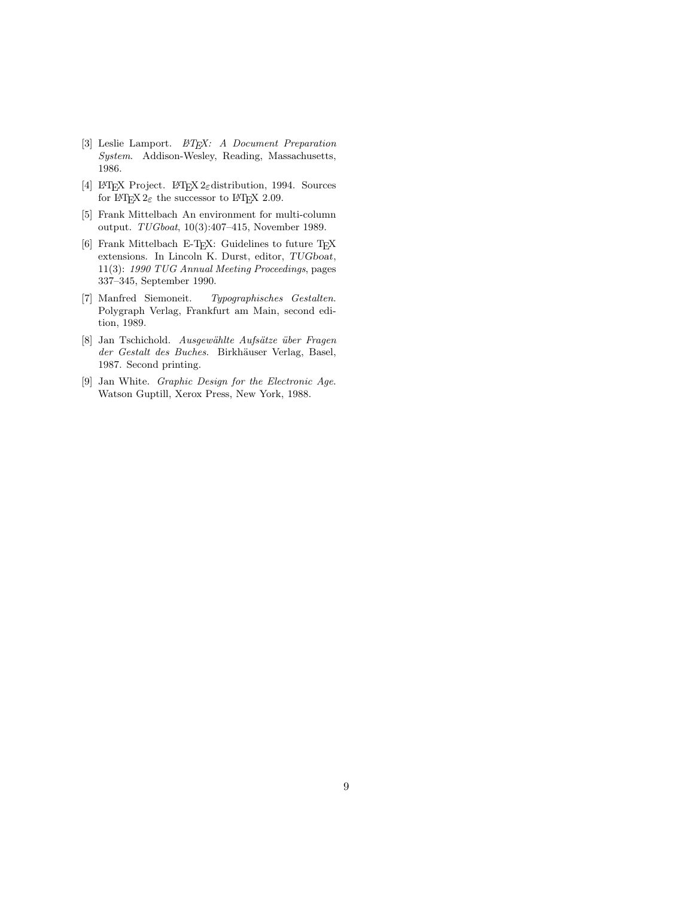[3] Leslie Lamport. *LaTeX: A Document Preparation System*. Addison-Wesley, Reading, Massachusetts, 1986.

[4] LaTeX Project. LaTeX $2_\varepsilon$ distribution, 1994. Sources for LaTeX $2_\varepsilon$ the successor to LaTeX 2.09.

[5] Frank Mittelbach An environment for multi-column output. *TUGboat*, 10(3):407–415, November 1989.

[6] Frank Mittelbach E-TeX: Guidelines to future TeX extensions. In Lincoln K. Durst, editor, *TUGboat*, 11(3): *1990 TUG Annual Meeting Proceedings*, pages 337–345, September 1990.

[7] Manfred Siemoneit. *Typographisches Gestalten*. Polygraph Verlag, Frankfurt am Main, second edition, 1989.

[8] Jan Tschichold. *Ausgewählte Aufsätze über Fragen der Gestalt des Buches*. Birkhäuser Verlag, Basel, 1987. Second printing.

[9] Jan White. *Graphic Design for the Electronic Age*. Watson Guptill, Xerox Press, New York, 1988.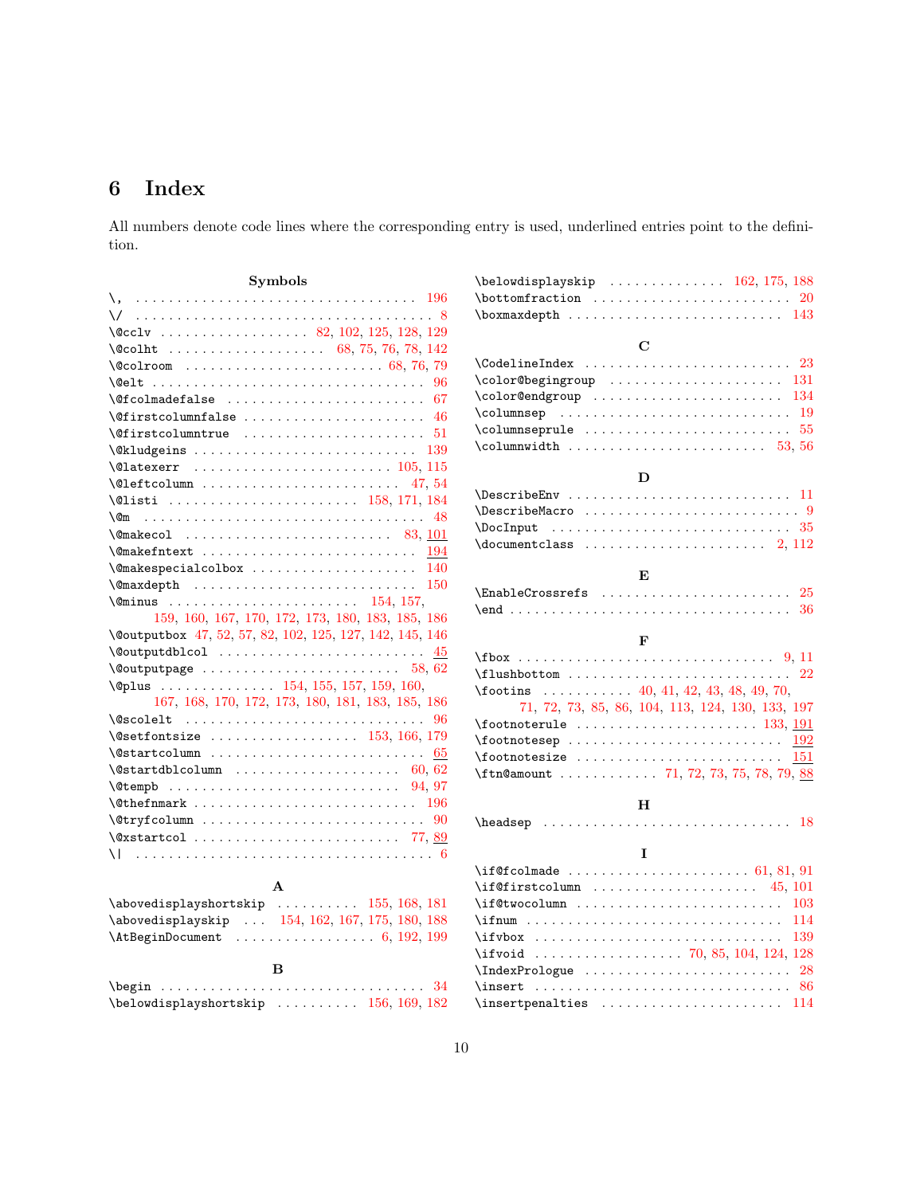## 6 Index

All numbers denote code lines where the corresponding entry is used, underlined entries point to the definition.

**Symbols**

\, . . . 196
\/ . . . 8
\@cclv . . . 82, 102, 125, 128, 129
\@colht . . . 68, 75, 76, 78, 142
\@colroom . . . 68, 76, 79
\@elt . . . 96
\@fcolmadefalse . . . 67
\@firstcolumnfalse . . . 46
\@firstcolumntrue . . . 51
\@kludgeins . . . 139
\@latexerr . . . 105, 115
\@leftcolumn . . . 47, 54
\@listi . . . 158, 171, 184
\@m . . . 48
\@makecol . . . 83, 101
\@makefntext . . . 194
\@makespecialcolbox . . . 140
\@maxdepth . . . 150
\@minus . . . 154, 157, 159, 160, 167, 170, 172, 173, 180, 183, 185, 186
\@outputbox 47, 52, 57, 82, 102, 125, 127, 142, 145, 146
\@outputdblcol . . . 45
\@outputpage . . . 58, 62
\@plus . . . 154, 155, 157, 159, 160, 167, 168, 170, 172, 173, 180, 181, 183, 185, 186
\@scolelt . . . 96
\@setfontsize . . . 153, 166, 179
\@startcolumn . . . 65
\@startdblcolumn . . . 60, 62
\@tempb . . . 94, 97
\@thefnmark . . . 196
\@tryfcolumn . . . 90
\@xstartcol . . . 77, 89
\| . . . 6

**A**

\abovedisplayshortskip . . . 155, 168, 181
\abovedisplayskip . . . 154, 162, 167, 175, 180, 188
\AtBeginDocument . . . 6, 192, 199

**B**

\begin . . . 34
\belowdisplayshortskip . . . 156, 169, 182
\belowdisplayskip . . . 162, 175, 188
\bottomfraction . . . 20
\boxmaxdepth . . . 143

**C**

\CodelineIndex . . . 23
\color@begingroup . . . 131
\color@endgroup . . . 134
\columnsep . . . 19
\columnseprule . . . 55
\columnwidth . . . 53, 56

**D**

\DescribeEnv . . . 11
\DescribeMacro . . . 9
\DocInput . . . 35
\documentclass . . . 2, 112

**E**

\EnableCrossrefs . . . 25
\end . . . 36

**F**

\fbox . . . 9, 11
\flushbottom . . . 22
\footins . . . 40, 41, 42, 43, 48, 49, 70, 71, 72, 73, 85, 86, 104, 113, 124, 130, 133, 197
\footnoterule . . . 133, 191
\footnotesep . . . 192
\footnotesize . . . 151
\ftn@amount . . . 71, 72, 73, 75, 78, 79, 88

**H**

\headsep . . . 18

**I**

\if@fcolmade . . . 61, 81, 91
\if@firstcolumn . . . 45, 101
\if@twocolumn . . . 103
\ifnum . . . 114
\ifvbox . . . 139
\ifvoid . . . 70, 85, 104, 124, 128
\IndexPrologue . . . 28
\insert . . . 86
\insertpenalties . . . 114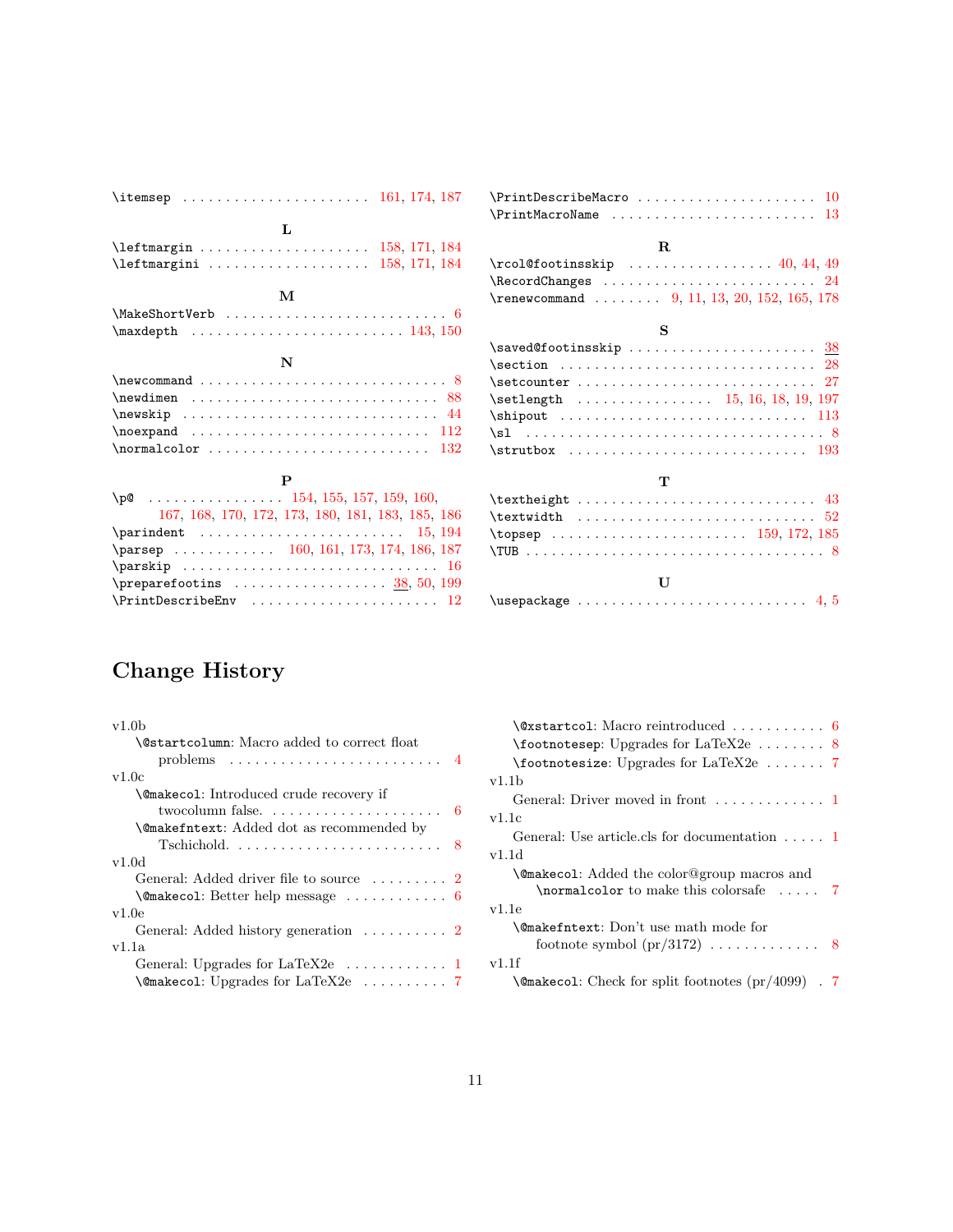\itemsep . . . . . . . . . . . . . . . . . . . . . . 161, 174, 187

**L**

\leftmargin . . . . . . . . . . . . . . . . . . . . 158, 171, 184
\leftmargini . . . . . . . . . . . . . . . . . . . 158, 171, 184

**M**

\MakeShortVerb . . . . . . . . . . . . . . . . . . . . . . . . . . 6
\maxdepth . . . . . . . . . . . . . . . . . . . . . . . . . 143, 150

**N**

\newcommand . . . . . . . . . . . . . . . . . . . . . . . . . . . . 8
\newdimen . . . . . . . . . . . . . . . . . . . . . . . . . . . . . 88
\newskip . . . . . . . . . . . . . . . . . . . . . . . . . . . . . . 44
\noexpand . . . . . . . . . . . . . . . . . . . . . . . . . . . . 112
\normalcolor . . . . . . . . . . . . . . . . . . . . . . . . . . 132

**P**

\p@ . . . . . . . . . . . . . . . . . 154, 155, 157, 159, 160, 167, 168, 170, 172, 173, 180, 181, 183, 185, 186
\parindent . . . . . . . . . . . . . . . . . . . . . . . . . 15, 194
\parsep . . . . . . . . . . . . 160, 161, 173, 174, 186, 187
\parskip . . . . . . . . . . . . . . . . . . . . . . . . . . . . . . 16
\preparefootins . . . . . . . . . . . . . . . . . . . 38, 50, 199
\PrintDescribeEnv . . . . . . . . . . . . . . . . . . . . . . 12
\PrintDescribeMacro . . . . . . . . . . . . . . . . . . . . . 10
\PrintMacroName . . . . . . . . . . . . . . . . . . . . . . . . 13

**R**

\rcol@footinsskip . . . . . . . . . . . . . . . . . 40, 44, 49
\RecordChanges . . . . . . . . . . . . . . . . . . . . . . . . . 24
\renewcommand . . . . . . . . 9, 11, 13, 20, 152, 165, 178

**S**

\saved@footinsskip . . . . . . . . . . . . . . . . . . . . . . 38
\section . . . . . . . . . . . . . . . . . . . . . . . . . . . . . . 28
\setcounter . . . . . . . . . . . . . . . . . . . . . . . . . . . . 27
\setlength . . . . . . . . . . . . . . . . 15, 16, 18, 19, 197
\shipout . . . . . . . . . . . . . . . . . . . . . . . . . . . . . 113
\sl . . . . . . . . . . . . . . . . . . . . . . . . . . . . . . . . . . . 8
\strutbox . . . . . . . . . . . . . . . . . . . . . . . . . . . . 193

**T**

\textheight . . . . . . . . . . . . . . . . . . . . . . . . . . . . 43
\textwidth . . . . . . . . . . . . . . . . . . . . . . . . . . . . 52
\topsep . . . . . . . . . . . . . . . . . . . . . . . . 159, 172, 185
\TUB . . . . . . . . . . . . . . . . . . . . . . . . . . . . . . . . . . 8

**U**

\usepackage . . . . . . . . . . . . . . . . . . . . . . . . . . . 4, 5

# Change History

v1.0b
- \@startcolumn: Macro added to correct float problems . . . . . . . . . . . . . . . . . . . . . . . . . 4

v1.0c
- \@makecol: Introduced crude recovery if twocolumn false. . . . . . . . . . . . . . . . . . . . . 6
- \@makefntext: Added dot as recommended by Tschichold. . . . . . . . . . . . . . . . . . . . . . . . . 8

v1.0d
- General: Added driver file to source . . . . . . . . . 2
- \@makecol: Better help message . . . . . . . . . . . . 6

v1.0e
- General: Added history generation . . . . . . . . . . 2

v1.1a
- General: Upgrades for LaTeX2e . . . . . . . . . . . . 1
- \@makecol: Upgrades for LaTeX2e . . . . . . . . . . 7
- \@xstartcol: Macro reintroduced . . . . . . . . . . . 6
- \footnotesep: Upgrades for LaTeX2e . . . . . . . . 8
- \footnotesize: Upgrades for LaTeX2e . . . . . . . 7

v1.1b
- General: Driver moved in front . . . . . . . . . . . . . 1

v1.1c
- General: Use article.cls for documentation . . . . . 1

v1.1d
- \@makecol: Added the color@group macros and \normalcolor to make this colorsafe . . . . . 7

v1.1e
- \@makefntext: Don't use math mode for footnote symbol (pr/3172) . . . . . . . . . . . . . 8

v1.1f
- \@makecol: Check for split footnotes (pr/4099) . 7